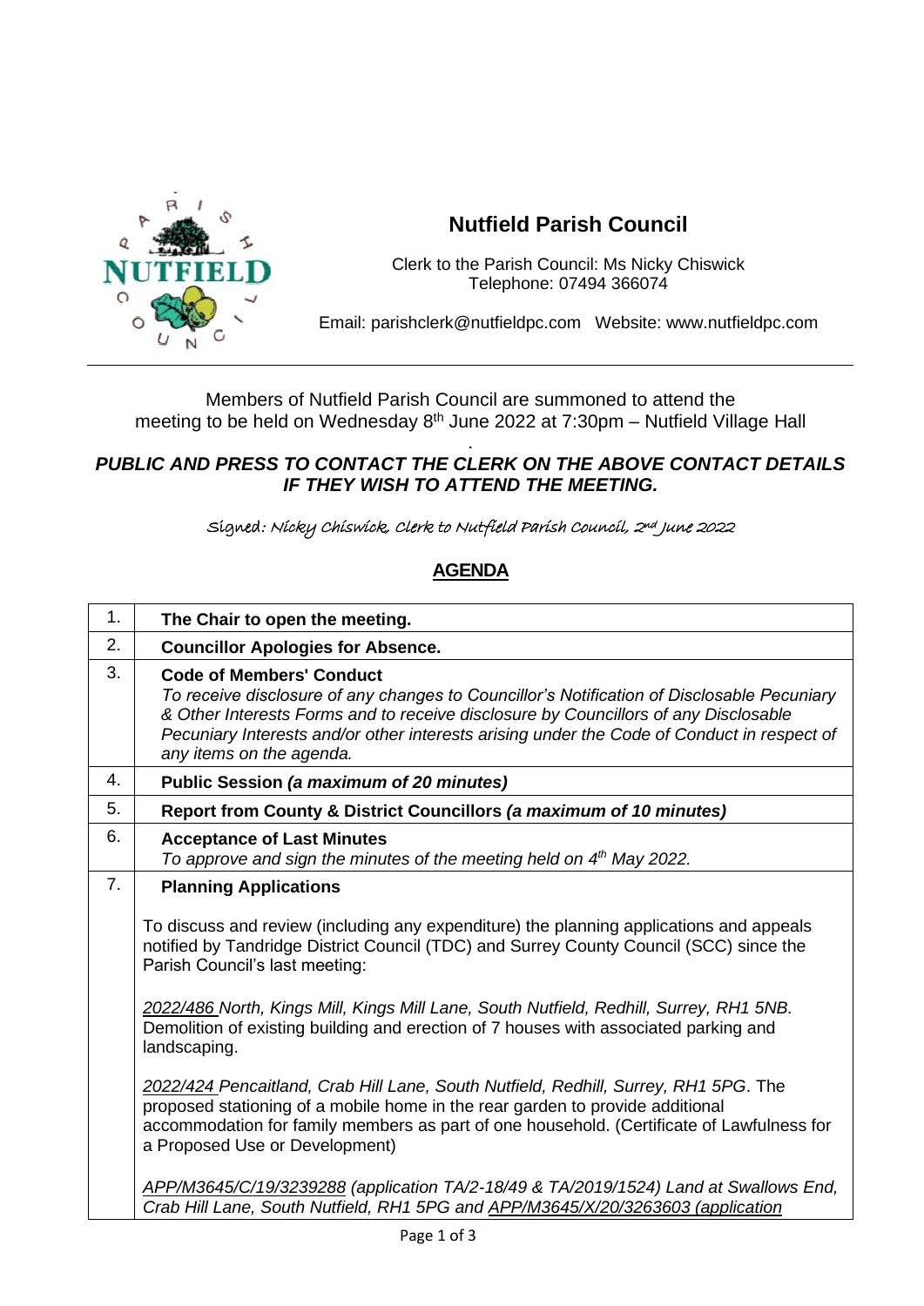# Nutfield Parish Council

Clerk to the Parish Council: Ms Nicky Chiswick
Telephone: 07494 366074

Email: parishclerk@nutfieldpc.com   Website: www.nutfieldpc.com

---

Members of Nutfield Parish Council are summoned to attend the meeting to be held on Wednesday 8th June 2022 at 7:30pm – Nutfield Village Hall

***PUBLIC AND PRESS TO CONTACT THE CLERK ON THE ABOVE CONTACT DETAILS IF THEY WISH TO ATTEND THE MEETING.***

Signed: Nicky Chiswick, Clerk to Nutfield Parish Council, 2nd June 2022

## AGENDA

| | |
|---|---|
| 1. | **The Chair to open the meeting.** |
| 2. | **Councillor Apologies for Absence.** |
| 3. | **Code of Members' Conduct**<br>*To receive disclosure of any changes to Councillor's Notification of Disclosable Pecuniary & Other Interests Forms and to receive disclosure by Councillors of any Disclosable Pecuniary Interests and/or other interests arising under the Code of Conduct in respect of any items on the agenda.* |
| 4. | **Public Session *(a maximum of 20 minutes)*** |
| 5. | **Report from County & District Councillors *(a maximum of 10 minutes)*** |
| 6. | **Acceptance of Last Minutes**<br>*To approve and sign the minutes of the meeting held on 4th May 2022.* |
| 7. | **Planning Applications**<br><br>To discuss and review (including any expenditure) the planning applications and appeals notified by Tandridge District Council (TDC) and Surrey County Council (SCC) since the Parish Council's last meeting:<br><br>*2022/486 North, Kings Mill, Kings Mill Lane, South Nutfield, Redhill, Surrey, RH1 5NB.* Demolition of existing building and erection of 7 houses with associated parking and landscaping.<br><br>*2022/424 Pencaitland, Crab Hill Lane, South Nutfield, Redhill, Surrey, RH1 5PG*. The proposed stationing of a mobile home in the rear garden to provide additional accommodation for family members as part of one household. (Certificate of Lawfulness for a Proposed Use or Development)<br><br>*APP/M3645/C/19/3239288 (application TA/2-18/49 & TA/2019/1524) Land at Swallows End, Crab Hill Lane, South Nutfield, RH1 5PG and APP/M3645/X/20/3263603 (application* |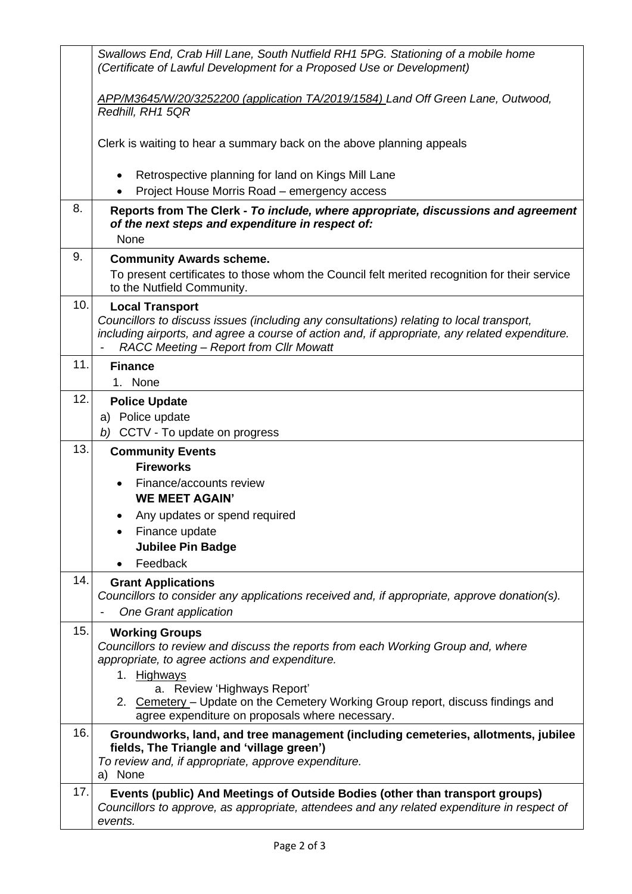| | |
|---|---|
| | *Swallows End, Crab Hill Lane, South Nutfield RH1 5PG. Stationing of a mobile home (Certificate of Lawful Development for a Proposed Use or Development)*<br><br>*APP/M3645/W/20/3252200 (application TA/2019/1584) Land Off Green Lane, Outwood, Redhill, RH1 5QR*<br><br>Clerk is waiting to hear a summary back on the above planning appeals<br><br>• Retrospective planning for land on Kings Mill Lane<br>• Project House Morris Road – emergency access |
| 8. | **Reports from The Clerk -** ***To include, where appropriate, discussions and agreement of the next steps and expenditure in respect of:***<br>None |
| 9. | **Community Awards scheme.**<br>To present certificates to those whom the Council felt merited recognition for their service to the Nutfield Community. |
| 10. | **Local Transport**<br>*Councillors to discuss issues (including any consultations) relating to local transport, including airports, and agree a course of action and, if appropriate, any related expenditure.*<br>- *RACC Meeting – Report from Cllr Mowatt* |
| 11. | **Finance**<br>1. None |
| 12. | **Police Update**<br>a) Police update<br>*b)* CCTV - To update on progress |
| 13. | **Community Events**<br>**Fireworks**<br>• Finance/accounts review<br>**WE MEET AGAIN'**<br>• Any updates or spend required<br>• Finance update<br>**Jubilee Pin Badge**<br>• Feedback |
| 14. | **Grant Applications**<br>*Councillors to consider any applications received and, if appropriate, approve donation(s).*<br>- *One Grant application* |
| 15. | **Working Groups**<br>*Councillors to review and discuss the reports from each Working Group and, where appropriate, to agree actions and expenditure.*<br>1. Highways<br>a. Review 'Highways Report'<br>2. Cemetery – Update on the Cemetery Working Group report, discuss findings and agree expenditure on proposals where necessary. |
| 16. | **Groundworks, land, and tree management (including cemeteries, allotments, jubilee fields, The Triangle and 'village green')**<br>*To review and, if appropriate, approve expenditure.*<br>a) None |
| 17. | **Events (public) And Meetings of Outside Bodies (other than transport groups)**<br>*Councillors to approve, as appropriate, attendees and any related expenditure in respect of events.* |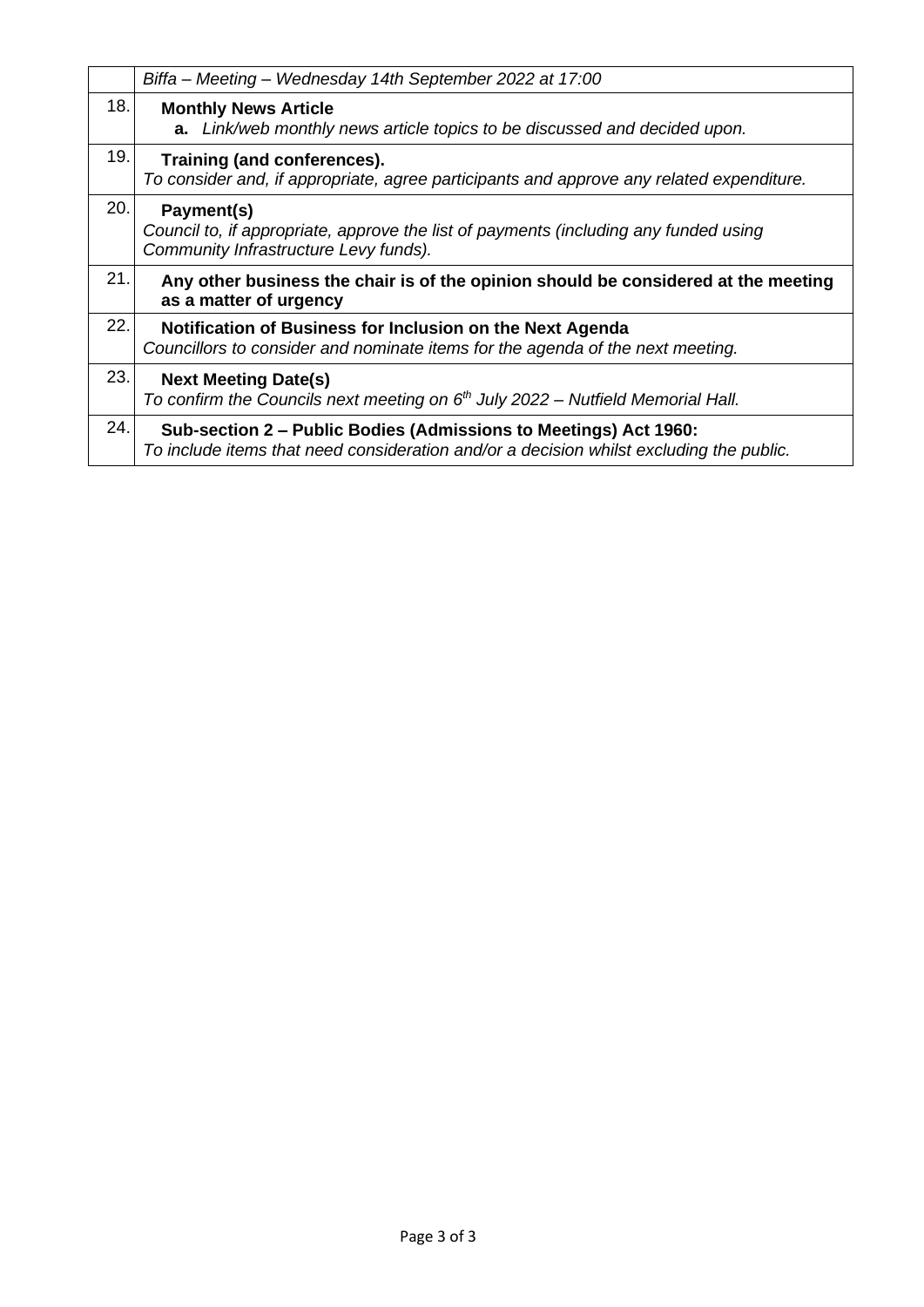| | |
|---|---|
| | *Biffa – Meeting – Wednesday 14th September 2022 at 17:00* |
| 18. | **Monthly News Article**<br>**a.** *Link/web monthly news article topics to be discussed and decided upon.* |
| 19. | **Training (and conferences).**<br>*To consider and, if appropriate, agree participants and approve any related expenditure.* |
| 20. | **Payment(s)**<br>*Council to, if appropriate, approve the list of payments (including any funded using Community Infrastructure Levy funds).* |
| 21. | **Any other business the chair is of the opinion should be considered at the meeting as a matter of urgency** |
| 22. | **Notification of Business for Inclusion on the Next Agenda**<br>*Councillors to consider and nominate items for the agenda of the next meeting.* |
| 23. | **Next Meeting Date(s)**<br>*To confirm the Councils next meeting on 6th July 2022 – Nutfield Memorial Hall.* |
| 24. | **Sub-section 2 – Public Bodies (Admissions to Meetings) Act 1960:**<br>*To include items that need consideration and/or a decision whilst excluding the public.* |